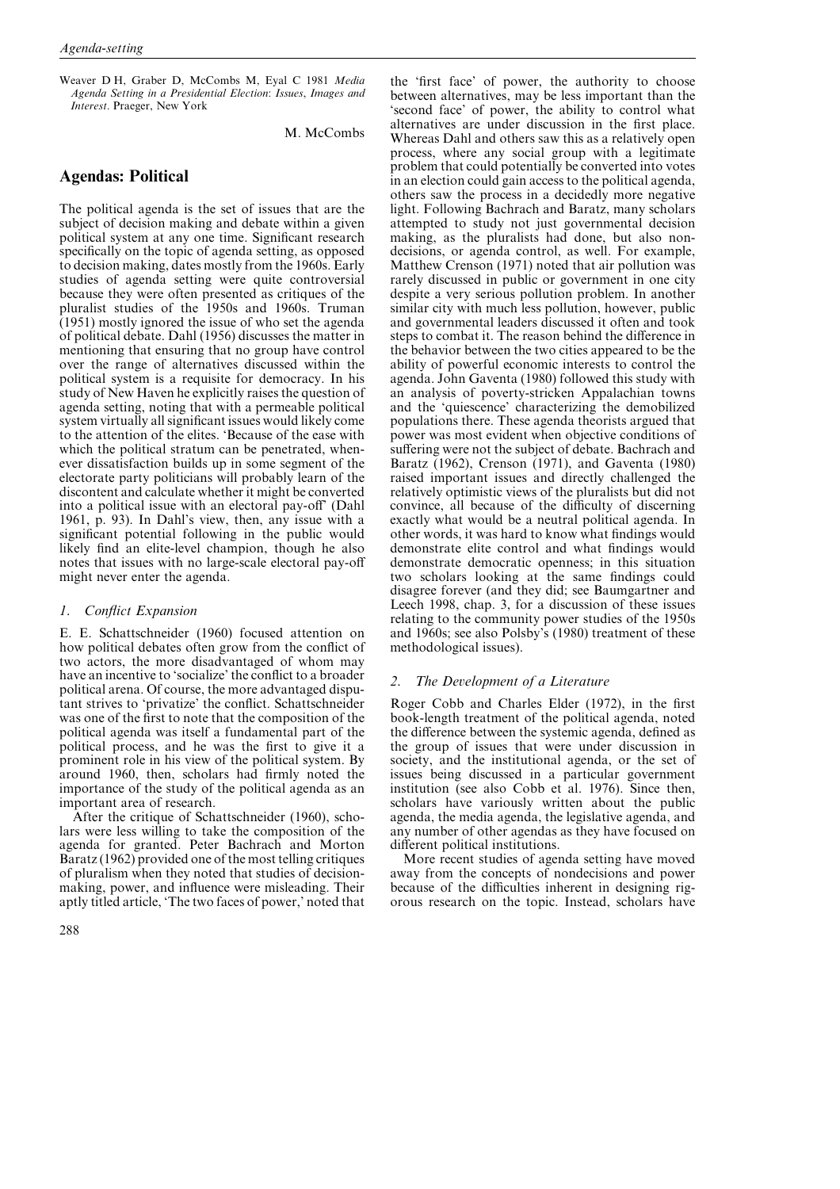Weaver D H, Graber D, McCombs M, Eyal C 1981 *Media Agenda Setting in a Presidential Election: Issues, Images and Interest*. Praeger, New York

M. McCombs

## Agendas: Political

The political agenda is the set of issues that are the subject of decision making and debate within a given political system at any one time. Significant research specifically on the topic of agenda setting, as opposed to decision making, dates mostly from the 1960s. Early studies of agenda setting were quite controversial because they were often presented as critiques of the pluralist studies of the 1950s and 1960s. Truman (1951) mostly ignored the issue of who set the agenda of political debate. Dahl (1956) discusses the matter in mentioning that ensuring that no group have control over the range of alternatives discussed within the political system is a requisite for democracy. In his study of New Haven he explicitly raises the question of agenda setting, noting that with a permeable political system virtually all significant issues would likely come to the attention of the elites. 'Because of the ease with which the political stratum can be penetrated, whenever dissatisfaction builds up in some segment of the electorate party politicians will probably learn of the discontent and calculate whether it might be converted into a political issue with an electoral pay-off' (Dahl 1961, p. 93). In Dahl's view, then, any issue with a significant potential following in the public would likely find an elite-level champion, though he also notes that issues with no large-scale electoral pay-off might never enter the agenda.

### 1. Conflict Expansion

E. E. Schattschneider (1960) focused attention on how political debates often grow from the conflict of two actors, the more disadvantaged of whom may have an incentive to 'socialize' the conflict to a broader political arena. Of course, the more advantaged disputant strives to 'privatize' the conflict. Schattschneider was one of the first to note that the composition of the political agenda was itself a fundamental part of the political process, and he was the first to give it a prominent role in his view of the political system. By around 1960, then, scholars had firmly noted the importance of the study of the political agenda as an important area of research.

After the critique of Schattschneider (1960), scholars were less willing to take the composition of the agenda for granted. Peter Bachrach and Morton Baratz (1962) provided one of the most telling critiques of pluralism when they noted that studies of decision-making, power, and influence were misleading. Their aptly titled article, 'The two faces of power,' noted that the 'first face' of power, the authority to choose between alternatives, may be less important than the 'second face' of power, the ability to control what alternatives are under discussion in the first place. Whereas Dahl and others saw this as a relatively open process, where any social group with a legitimate problem that could potentially be converted into votes in an election could gain access to the political agenda, others saw the process in a decidedly more negative light. Following Bachrach and Baratz, many scholars attempted to study not just governmental decision making, as the pluralists had done, but also nondecisions, or agenda control, as well. For example, Matthew Crenson (1971) noted that air pollution was rarely discussed in public or government in one city despite a very serious pollution problem. In another similar city with much less pollution, however, public and governmental leaders discussed it often and took steps to combat it. The reason behind the difference in the behavior between the two cities appeared to be the ability of powerful economic interests to control the agenda. John Gaventa (1980) followed this study with an analysis of poverty-stricken Appalachian towns and the 'quiescence' characterizing the demobilized populations there. These agenda theorists argued that power was most evident when objective conditions of suffering were not the subject of debate. Bachrach and Baratz (1962), Crenson (1971), and Gaventa (1980) raised important issues and directly challenged the relatively optimistic views of the pluralists but did not convince, all because of the difficulty of discerning exactly what would be a neutral political agenda. In other words, it was hard to know what findings would demonstrate elite control and what findings would demonstrate democratic openness; in this situation two scholars looking at the same findings could disagree forever (and they did; see Baumgartner and Leech 1998, chap. 3, for a discussion of these issues relating to the community power studies of the 1950s and 1960s; see also Polsby's (1980) treatment of these methodological issues).

### 2. The Development of a Literature

Roger Cobb and Charles Elder (1972), in the first book-length treatment of the political agenda, noted the difference between the systemic agenda, defined as the group of issues that were under discussion in society, and the institutional agenda, or the set of issues being discussed in a particular government institution (see also Cobb et al. 1976). Since then, scholars have variously written about the public agenda, the media agenda, the legislative agenda, and any number of other agendas as they have focused on different political institutions.

More recent studies of agenda setting have moved away from the concepts of nondecisions and power because of the difficulties inherent in designing rigorous research on the topic. Instead, scholars have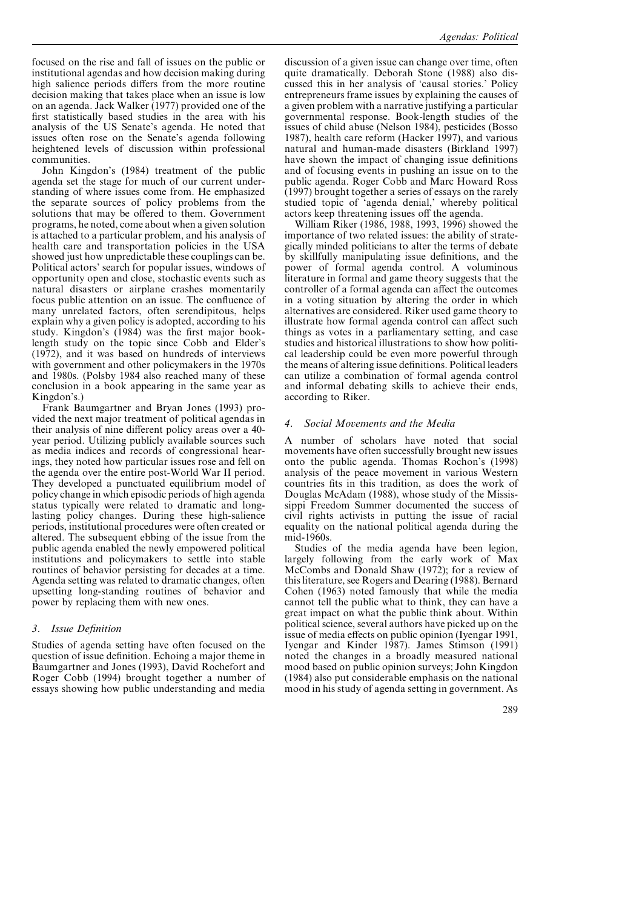focused on the rise and fall of issues on the public or institutional agendas and how decision making during high salience periods differs from the more routine decision making that takes place when an issue is low on an agenda. Jack Walker (1977) provided one of the first statistically based studies in the area with his analysis of the US Senate's agenda. He noted that issues often rose on the Senate's agenda following heightened levels of discussion within professional communities.

John Kingdon's (1984) treatment of the public agenda set the stage for much of our current understanding of where issues come from. He emphasized the separate sources of policy problems from the solutions that may be offered to them. Government programs, he noted, come about when a given solution is attached to a particular problem, and his analysis of health care and transportation policies in the USA showed just how unpredictable these couplings can be. Political actors' search for popular issues, windows of opportunity open and close, stochastic events such as natural disasters or airplane crashes momentarily focus public attention on an issue. The confluence of many unrelated factors, often serendipitous, helps explain why a given policy is adopted, according to his study. Kingdon's (1984) was the first major book-length study on the topic since Cobb and Elder's (1972), and it was based on hundreds of interviews with government and other policymakers in the 1970s and 1980s. (Polsby 1984 also reached many of these conclusion in a book appearing in the same year as Kingdon's.)

Frank Baumgartner and Bryan Jones (1993) provided the next major treatment of political agendas in their analysis of nine different policy areas over a 40-year period. Utilizing publicly available sources such as media indices and records of congressional hearings, they noted how particular issues rose and fell on the agenda over the entire post-World War II period. They developed a punctuated equilibrium model of policy change in which episodic periods of high agenda status typically were related to dramatic and long-lasting policy changes. During these high-salience periods, institutional procedures were often created or altered. The subsequent ebbing of the issue from the public agenda enabled the newly empowered political institutions and policymakers to settle into stable routines of behavior persisting for decades at a time. Agenda setting was related to dramatic changes, often upsetting long-standing routines of behavior and power by replacing them with new ones.

## 3. Issue Definition

Studies of agenda setting have often focused on the question of issue definition. Echoing a major theme in Baumgartner and Jones (1993), David Rochefort and Roger Cobb (1994) brought together a number of essays showing how public understanding and media discussion of a given issue can change over time, often quite dramatically. Deborah Stone (1988) also discussed this in her analysis of 'causal stories.' Policy entrepreneurs frame issues by explaining the causes of a given problem with a narrative justifying a particular governmental response. Book-length studies of the issues of child abuse (Nelson 1984), pesticides (Bosso 1987), health care reform (Hacker 1997), and various natural and human-made disasters (Birkland 1997) have shown the impact of changing issue definitions and of focusing events in pushing an issue on to the public agenda. Roger Cobb and Marc Howard Ross (1997) brought together a series of essays on the rarely studied topic of 'agenda denial,' whereby political actors keep threatening issues off the agenda.

William Riker (1986, 1988, 1993, 1996) showed the importance of two related issues: the ability of strategically minded politicians to alter the terms of debate by skillfully manipulating issue definitions, and the power of formal agenda control. A voluminous literature in formal and game theory suggests that the controller of a formal agenda can affect the outcomes in a voting situation by altering the order in which alternatives are considered. Riker used game theory to illustrate how formal agenda control can affect such things as votes in a parliamentary setting, and case studies and historical illustrations to show how political leadership could be even more powerful through the means of altering issue definitions. Political leaders can utilize a combination of formal agenda control and informal debating skills to achieve their ends, according to Riker.

## 4. Social Movements and the Media

A number of scholars have noted that social movements have often successfully brought new issues onto the public agenda. Thomas Rochon's (1998) analysis of the peace movement in various Western countries fits in this tradition, as does the work of Douglas McAdam (1988), whose study of the Mississippi Freedom Summer documented the success of civil rights activists in putting the issue of racial equality on the national political agenda during the mid-1960s.

Studies of the media agenda have been legion, largely following from the early work of Max McCombs and Donald Shaw (1972); for a review of this literature, see Rogers and Dearing (1988). Bernard Cohen (1963) noted famously that while the media cannot tell the public what to think, they can have a great impact on what the public think about. Within political science, several authors have picked up on the issue of media effects on public opinion (Iyengar 1991, Iyengar and Kinder 1987). James Stimson (1991) noted the changes in a broadly measured national mood based on public opinion surveys; John Kingdon (1984) also put considerable emphasis on the national mood in his study of agenda setting in government. As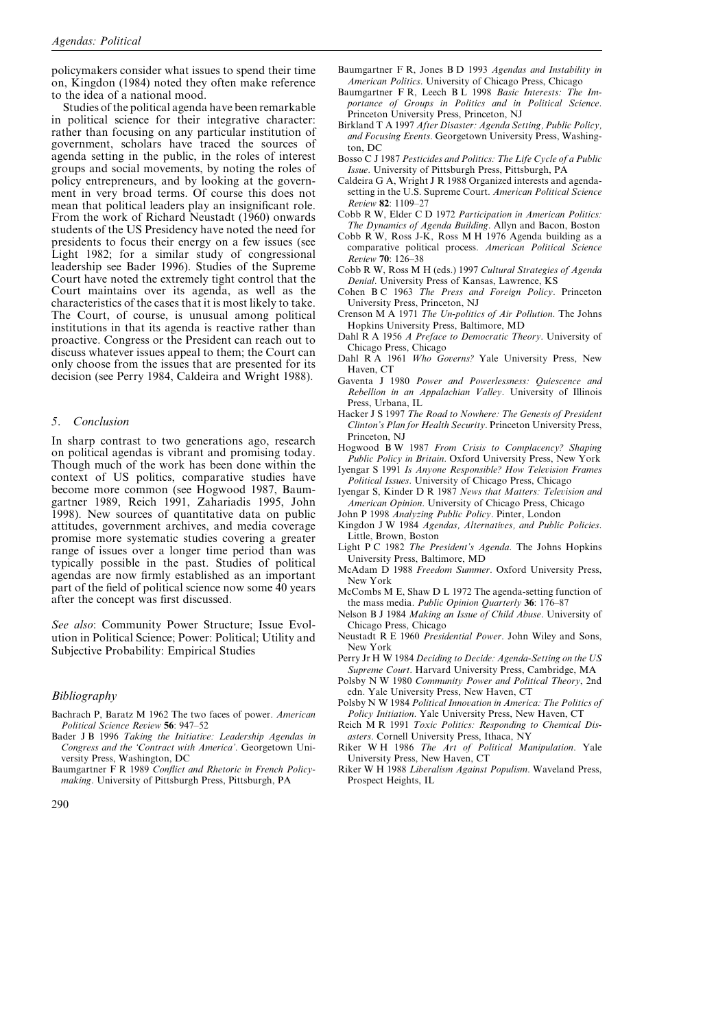policymakers consider what issues to spend their time on, Kingdon (1984) noted they often make reference to the idea of a national mood.

Studies of the political agenda have been remarkable in political science for their integrative character: rather than focusing on any particular institution of government, scholars have traced the sources of agenda setting in the public, in the roles of interest groups and social movements, by noting the roles of policy entrepreneurs, and by looking at the government in very broad terms. Of course this does not mean that political leaders play an insignificant role. From the work of Richard Neustadt (1960) onwards students of the US Presidency have noted the need for presidents to focus their energy on a few issues (see Light 1982; for a similar study of congressional leadership see Bader 1996). Studies of the Supreme Court have noted the extremely tight control that the Court maintains over its agenda, as well as the characteristics of the cases that it is most likely to take. The Court, of course, is unusual among political institutions in that its agenda is reactive rather than proactive. Congress or the President can reach out to discuss whatever issues appeal to them; the Court can only choose from the issues that are presented for its decision (see Perry 1984, Caldeira and Wright 1988).

## 5. Conclusion

In sharp contrast to two generations ago, research on political agendas is vibrant and promising today. Though much of the work has been done within the context of US politics, comparative studies have become more common (see Hogwood 1987, Baumgartner 1989, Reich 1991, Zahariadis 1995, John 1998). New sources of quantitative data on public attitudes, government archives, and media coverage promise more systematic studies covering a greater range of issues over a longer time period than was typically possible in the past. Studies of political agendas are now firmly established as an important part of the field of political science now some 40 years after the concept was first discussed.

*See also*: Community Power Structure; Issue Evolution in Political Science; Power: Political; Utility and Subjective Probability: Empirical Studies

## Bibliography

Bachrach P, Baratz M 1962 The two faces of power. *American Political Science Review* **56**: 947–52

Bader J B 1996 *Taking the Initiative: Leadership Agendas in Congress and the 'Contract with America'*. Georgetown University Press, Washington, DC

Baumgartner F R 1989 *Conflict and Rhetoric in French Policymaking*. University of Pittsburgh Press, Pittsburgh, PA

Baumgartner F R, Jones B D 1993 *Agendas and Instability in American Politics*. University of Chicago Press, Chicago

Baumgartner F R, Leech B L 1998 *Basic Interests: The Importance of Groups in Politics and in Political Science*. Princeton University Press, Princeton, NJ

Birkland T A 1997 *After Disaster: Agenda Setting, Public Policy, and Focusing Events*. Georgetown University Press, Washington, DC

Bosso C J 1987 *Pesticides and Politics: The Life Cycle of a Public Issue*. University of Pittsburgh Press, Pittsburgh, PA

Caldeira G A, Wright J R 1988 Organized interests and agenda-setting in the U.S. Supreme Court. *American Political Science Review* **82**: 1109–27

Cobb R W, Elder C D 1972 *Participation in American Politics: The Dynamics of Agenda Building*. Allyn and Bacon, Boston

Cobb R W, Ross J-K, Ross M H 1976 Agenda building as a comparative political process. *American Political Science Review* **70**: 126–38

Cobb R W, Ross M H (eds.) 1997 *Cultural Strategies of Agenda Denial*. University Press of Kansas, Lawrence, KS

Cohen B C 1963 *The Press and Foreign Policy*. Princeton University Press, Princeton, NJ

Crenson M A 1971 *The Un-politics of Air Pollution*. The Johns Hopkins University Press, Baltimore, MD

Dahl R A 1956 *A Preface to Democratic Theory*. University of Chicago Press, Chicago

Dahl R A 1961 *Who Governs?* Yale University Press, New Haven, CT

Gaventa J 1980 *Power and Powerlessness: Quiescence and Rebellion in an Appalachian Valley*. University of Illinois Press, Urbana, IL

Hacker J S 1997 *The Road to Nowhere: The Genesis of President Clinton's Plan for Health Security*. Princeton University Press, Princeton, NJ

Hogwood B W 1987 *From Crisis to Complacency? Shaping Public Policy in Britain*. Oxford University Press, New York

Iyengar S 1991 *Is Anyone Responsible? How Television Frames Political Issues*. University of Chicago Press, Chicago

Iyengar S, Kinder D R 1987 *News that Matters: Television and American Opinion*. University of Chicago Press, Chicago

John P 1998 *Analyzing Public Policy*. Pinter, London

Kingdon J W 1984 *Agendas, Alternatives, and Public Policies*. Little, Brown, Boston

Light P C 1982 *The President's Agenda*. The Johns Hopkins University Press, Baltimore, MD

McAdam D 1988 *Freedom Summer*. Oxford University Press, New York

McCombs M E, Shaw D L 1972 The agenda-setting function of the mass media. *Public Opinion Quarterly* **36**: 176–87

Nelson B J 1984 *Making an Issue of Child Abuse*. University of Chicago Press, Chicago

Neustadt R E 1960 *Presidential Power*. John Wiley and Sons, New York

Perry Jr H W 1984 *Deciding to Decide: Agenda-Setting on the US Supreme Court*. Harvard University Press, Cambridge, MA

Polsby N W 1980 *Community Power and Political Theory*, 2nd edn. Yale University Press, New Haven, CT

Polsby N W 1984 *Political Innovation in America: The Politics of Policy Initiation*. Yale University Press, New Haven, CT

Reich M R 1991 *Toxic Politics: Responding to Chemical Disasters*. Cornell University Press, Ithaca, NY

Riker W H 1986 *The Art of Political Manipulation*. Yale University Press, New Haven, CT

Riker W H 1988 *Liberalism Against Populism*. Waveland Press, Prospect Heights, IL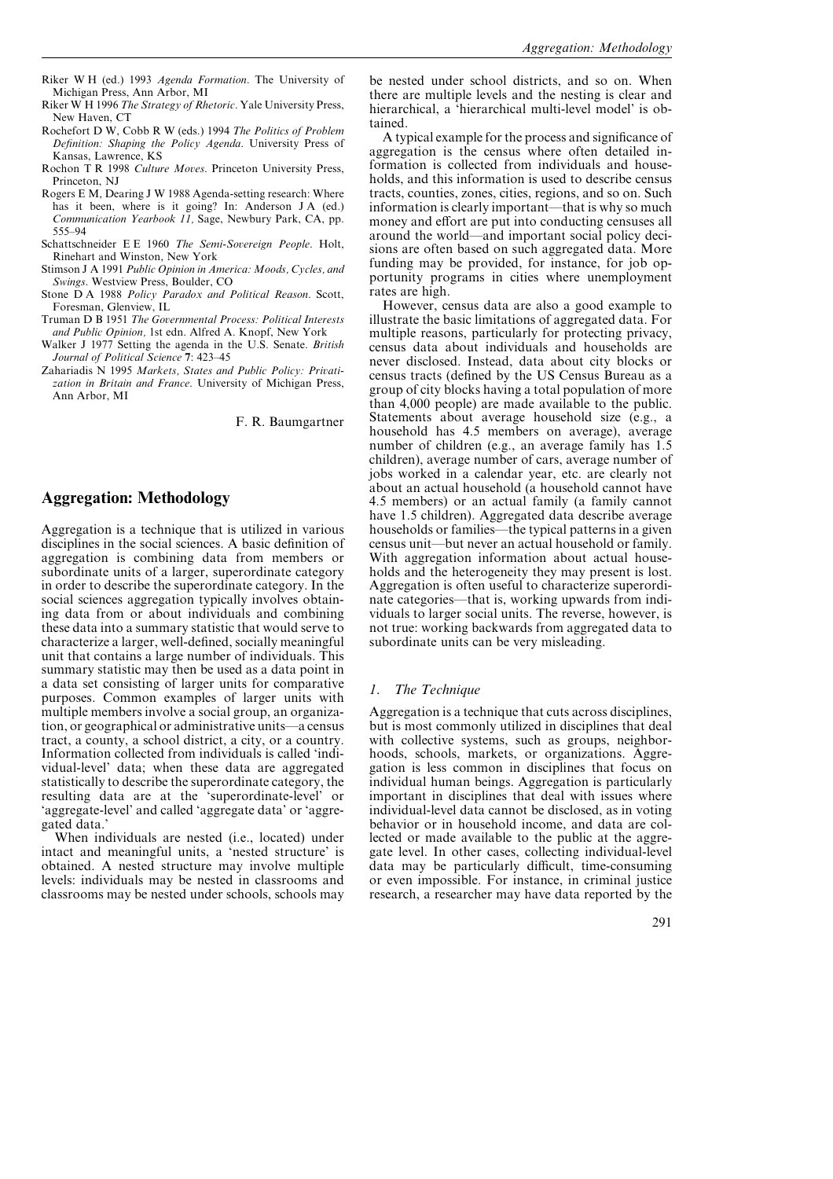Riker W H (ed.) 1993 *Agenda Formation*. The University of Michigan Press, Ann Arbor, MI

Riker W H 1996 *The Strategy of Rhetoric*. Yale University Press, New Haven, CT

Rochefort D W, Cobb R W (eds.) 1994 *The Politics of Problem Definition: Shaping the Policy Agenda*. University Press of Kansas, Lawrence, KS

Rochon T R 1998 *Culture Moves*. Princeton University Press, Princeton, NJ

Rogers E M, Dearing J W 1988 Agenda-setting research: Where has it been, where is it going? In: Anderson J A (ed.) *Communication Yearbook 11*, Sage, Newbury Park, CA, pp. 555–94

Schattschneider E E 1960 *The Semi-Sovereign People*. Holt, Rinehart and Winston, New York

Stimson J A 1991 *Public Opinion in America: Moods, Cycles, and Swings*. Westview Press, Boulder, CO

Stone D A 1988 *Policy Paradox and Political Reason*. Scott, Foresman, Glenview, IL

Truman D B 1951 *The Governmental Process: Political Interests and Public Opinion*, 1st edn. Alfred A. Knopf, New York

Walker J 1977 Setting the agenda in the U.S. Senate. *British Journal of Political Science* 7: 423–45

Zahariadis N 1995 *Markets, States and Public Policy: Privatization in Britain and France*. University of Michigan Press, Ann Arbor, MI

F. R. Baumgartner

## Aggregation: Methodology

Aggregation is a technique that is utilized in various disciplines in the social sciences. A basic definition of aggregation is combining data from members or subordinate units of a larger, superordinate category in order to describe the superordinate category. In the social sciences aggregation typically involves obtaining data from or about individuals and combining these data into a summary statistic that would serve to characterize a larger, well-defined, socially meaningful unit that contains a large number of individuals. This summary statistic may then be used as a data point in a data set consisting of larger units for comparative purposes. Common examples of larger units with multiple members involve a social group, an organization, or geographical or administrative units—a census tract, a county, a school district, a city, or a country. Information collected from individuals is called 'individual-level' data; when these data are aggregated statistically to describe the superordinate category, the resulting data are at the 'superordinate-level' or 'aggregate-level' and called 'aggregate data' or 'aggregated data.'

When individuals are nested (i.e., located) under intact and meaningful units, a 'nested structure' is obtained. A nested structure may involve multiple levels: individuals may be nested in classrooms and classrooms may be nested under schools, schools may be nested under school districts, and so on. When there are multiple levels and the nesting is clear and hierarchical, a 'hierarchical multi-level model' is obtained.

A typical example for the process and significance of aggregation is the census where often detailed information is collected from individuals and households, and this information is used to describe census tracts, counties, zones, cities, regions, and so on. Such information is clearly important—that is why so much money and effort are put into conducting censuses all around the world—and important social policy decisions are often based on such aggregated data. More funding may be provided, for instance, for job opportunity programs in cities where unemployment rates are high.

However, census data are also a good example to illustrate the basic limitations of aggregated data. For multiple reasons, particularly for protecting privacy, census data about individuals and households are never disclosed. Instead, data about city blocks or census tracts (defined by the US Census Bureau as a group of city blocks having a total population of more than 4,000 people) are made available to the public. Statements about average household size (e.g., a household has 4.5 members on average), average number of children (e.g., an average family has 1.5 children), average number of cars, average number of jobs worked in a calendar year, etc. are clearly not about an actual household (a household cannot have 4.5 members) or an actual family (a family cannot have 1.5 children). Aggregated data describe average households or families—the typical patterns in a given census unit—but never an actual household or family. With aggregation information about actual households and the heterogeneity they may present is lost. Aggregation is often useful to characterize superordinate categories—that is, working upwards from individuals to larger social units. The reverse, however, is not true: working backwards from aggregated data to subordinate units can be very misleading.

### 1. The Technique

Aggregation is a technique that cuts across disciplines, but is most commonly utilized in disciplines that deal with collective systems, such as groups, neighborhoods, schools, markets, or organizations. Aggregation is less common in disciplines that focus on individual human beings. Aggregation is particularly important in disciplines that deal with issues where individual-level data cannot be disclosed, as in voting behavior or in household income, and data are collected or made available to the public at the aggregate level. In other cases, collecting individual-level data may be particularly difficult, time-consuming or even impossible. For instance, in criminal justice research, a researcher may have data reported by the